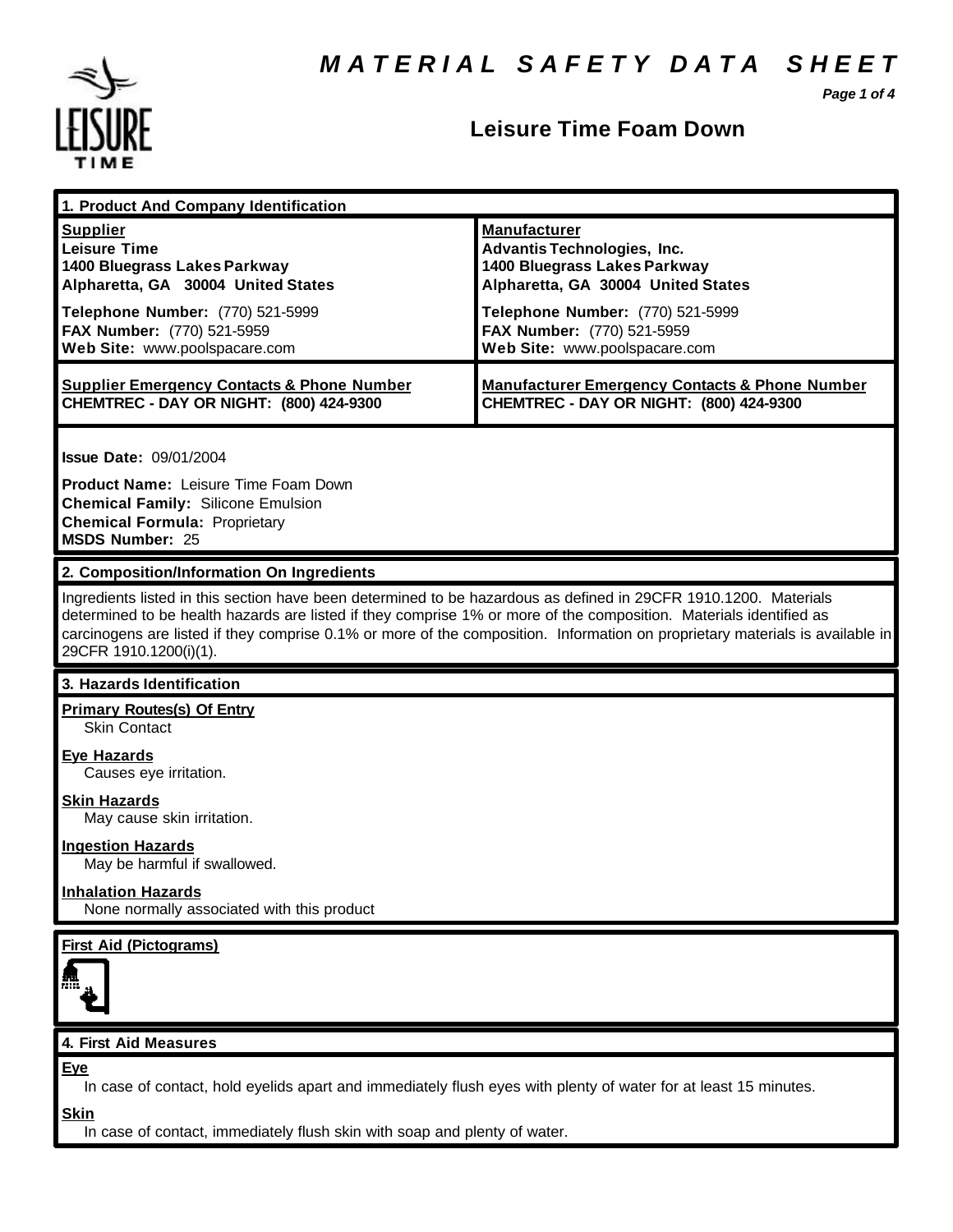# MATERIAL SAFETY DATA SHEET

## Leisure Time Foam Down

### 1. Product And Company Identification

| Supplier | Manufacturer |
|---|---|
| **Leisure Time** | **Advantis Technologies, Inc.** |
| **1400 Bluegrass Lakes Parkway** | **1400 Bluegrass Lakes Parkway** |
| **Alpharetta, GA 30004 United States** | **Alpharetta, GA 30004 United States** |
| **Telephone Number:** (770) 521-5999 | **Telephone Number:** (770) 521-5999 |
| **FAX Number:** (770) 521-5959 | **FAX Number:** (770) 521-5959 |
| **Web Site:** www.poolspacare.com | **Web Site:** www.poolspacare.com |
| **Supplier Emergency Contacts & Phone Number** | **Manufacturer Emergency Contacts & Phone Number** |
| **CHEMTREC - DAY OR NIGHT: (800) 424-9300** | **CHEMTREC - DAY OR NIGHT: (800) 424-9300** |

**Issue Date:** 09/01/2004

**Product Name:** Leisure Time Foam Down
**Chemical Family:** Silicone Emulsion
**Chemical Formula:** Proprietary
**MSDS Number:** 25

### 2. Composition/Information On Ingredients

Ingredients listed in this section have been determined to be hazardous as defined in 29CFR 1910.1200. Materials determined to be health hazards are listed if they comprise 1% or more of the composition. Materials identified as carcinogens are listed if they comprise 0.1% or more of the composition. Information on proprietary materials is available in 29CFR 1910.1200(i)(1).

### 3. Hazards Identification

**Primary Routes(s) Of Entry**
Skin Contact

**Eye Hazards**
Causes eye irritation.

**Skin Hazards**
May cause skin irritation.

**Ingestion Hazards**
May be harmful if swallowed.

**Inhalation Hazards**
None normally associated with this product

**First Aid (Pictograms)**

### 4. First Aid Measures

**Eye**
In case of contact, hold eyelids apart and immediately flush eyes with plenty of water for at least 15 minutes.

**Skin**
In case of contact, immediately flush skin with soap and plenty of water.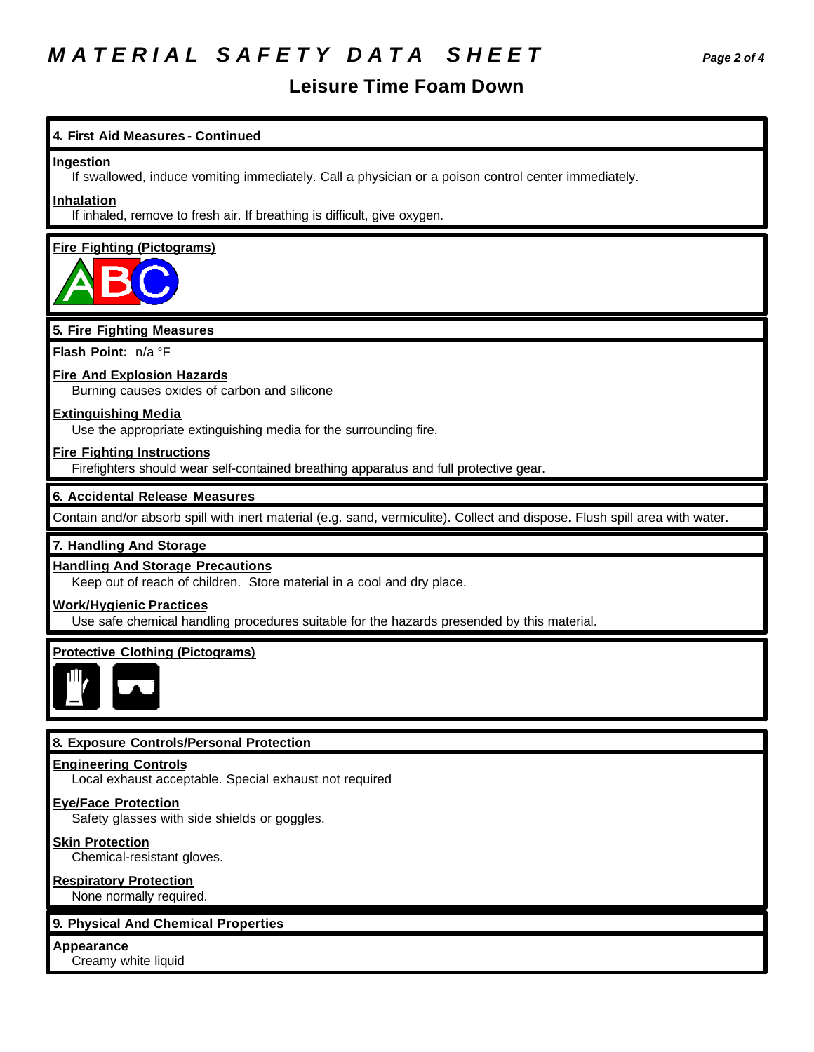# MATERIAL SAFETY DATA SHEET

## Leisure Time Foam Down

### 4. First Aid Measures - Continued

**Ingestion**

If swallowed, induce vomiting immediately. Call a physician or a poison control center immediately.

**Inhalation**

If inhaled, remove to fresh air. If breathing is difficult, give oxygen.

**Fire Fighting (Pictograms)**

### 5. Fire Fighting Measures

**Flash Point:** n/a °F

**Fire And Explosion Hazards**

Burning causes oxides of carbon and silicone

**Extinguishing Media**

Use the appropriate extinguishing media for the surrounding fire.

**Fire Fighting Instructions**

Firefighters should wear self-contained breathing apparatus and full protective gear.

### 6. Accidental Release Measures

Contain and/or absorb spill with inert material (e.g. sand, vermiculite). Collect and dispose. Flush spill area with water.

### 7. Handling And Storage

**Handling And Storage Precautions**

Keep out of reach of children. Store material in a cool and dry place.

**Work/Hygienic Practices**

Use safe chemical handling procedures suitable for the hazards presended by this material.

**Protective Clothing (Pictograms)**

### 8. Exposure Controls/Personal Protection

**Engineering Controls**

Local exhaust acceptable. Special exhaust not required

**Eye/Face Protection**

Safety glasses with side shields or goggles.

**Skin Protection**

Chemical-resistant gloves.

**Respiratory Protection**

None normally required.

### 9. Physical And Chemical Properties

**Appearance**

Creamy white liquid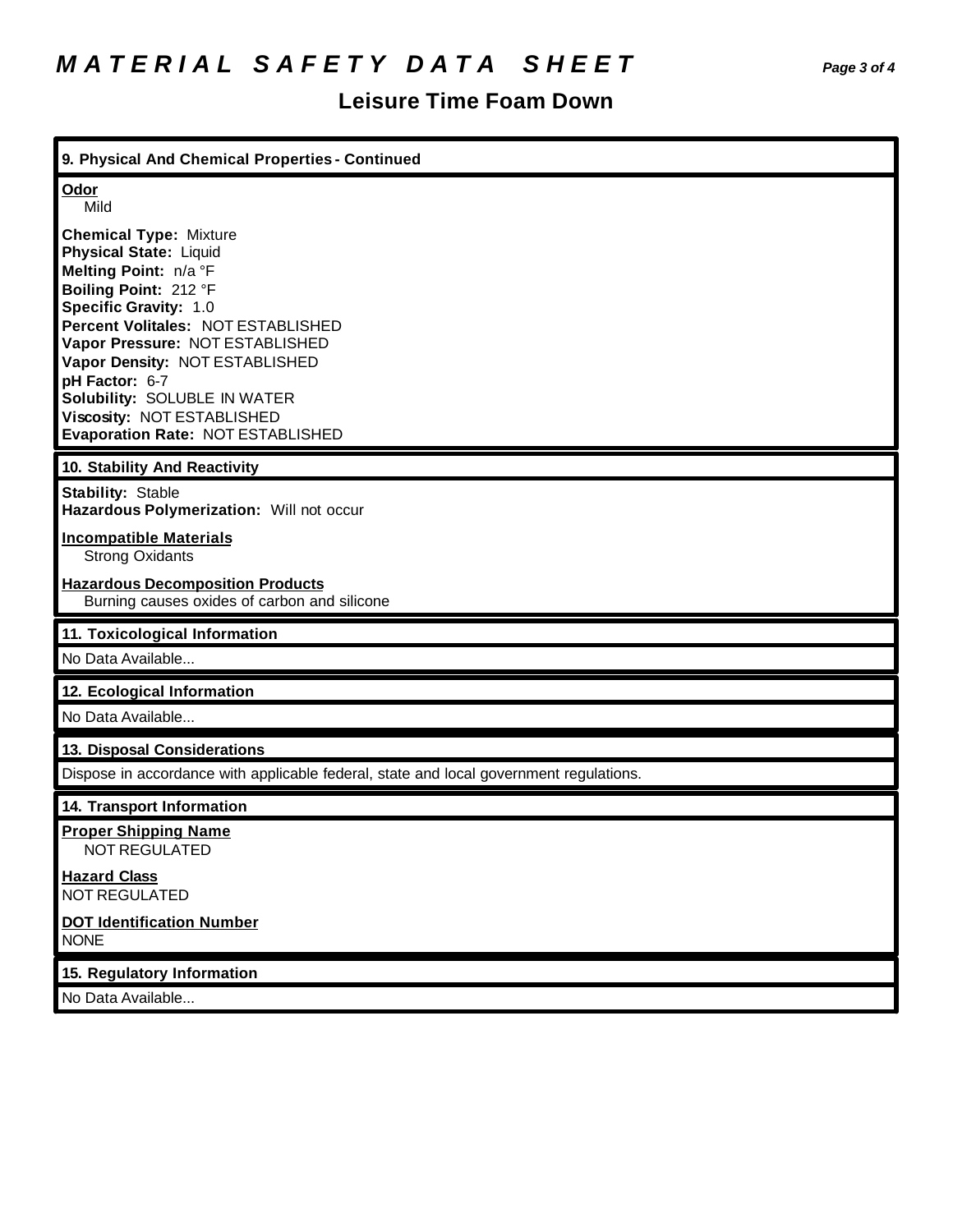# MATERIAL SAFETY DATA SHEET

## Leisure Time Foam Down

### 9. Physical And Chemical Properties - Continued

**Odor**
Mild

**Chemical Type:** Mixture
**Physical State:** Liquid
**Melting Point:** n/a °F
**Boiling Point:** 212 °F
**Specific Gravity:** 1.0
**Percent Volitales:** NOT ESTABLISHED
**Vapor Pressure:** NOT ESTABLISHED
**Vapor Density:** NOT ESTABLISHED
**pH Factor:** 6-7
**Solubility:** SOLUBLE IN WATER
**Viscosity:** NOT ESTABLISHED
**Evaporation Rate:** NOT ESTABLISHED

### 10. Stability And Reactivity

**Stability:** Stable
**Hazardous Polymerization:** Will not occur

**Incompatible Materials**
Strong Oxidants

**Hazardous Decomposition Products**
Burning causes oxides of carbon and silicone

### 11. Toxicological Information

No Data Available...

### 12. Ecological Information

No Data Available...

### 13. Disposal Considerations

Dispose in accordance with applicable federal, state and local government regulations.

### 14. Transport Information

**Proper Shipping Name**
NOT REGULATED

**Hazard Class**
NOT REGULATED

**DOT Identification Number**
NONE

### 15. Regulatory Information

No Data Available...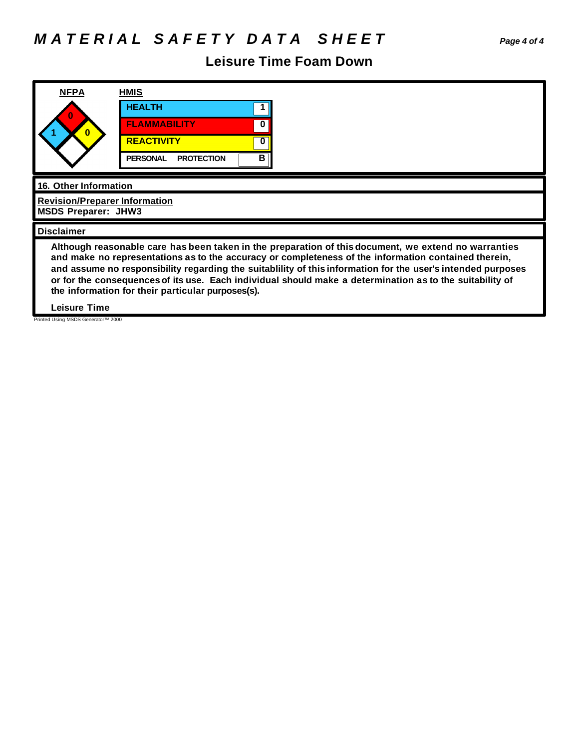# MATERIAL SAFETY DATA SHEET

## Leisure Time Foam Down

**NFPA**

0

1 0

**HMIS**

| | |
|---|---|
| HEALTH | 1 |
| FLAMMABILITY | 0 |
| REACTIVITY | 0 |
| PERSONAL PROTECTION | B |

### 16. Other Information

**Revision/Preparer Information**

**MSDS Preparer: JHW3**

### Disclaimer

**Although reasonable care has been taken in the preparation of this document, we extend no warranties and make no representations as to the accuracy or completeness of the information contained therein, and assume no responsibility regarding the suitablility of this information for the user's intended purposes or for the consequences of its use. Each individual should make a determination as to the suitability of the information for their particular purposes(s).**

**Leisure Time**

Printed Using MSDS Generator™ 2000